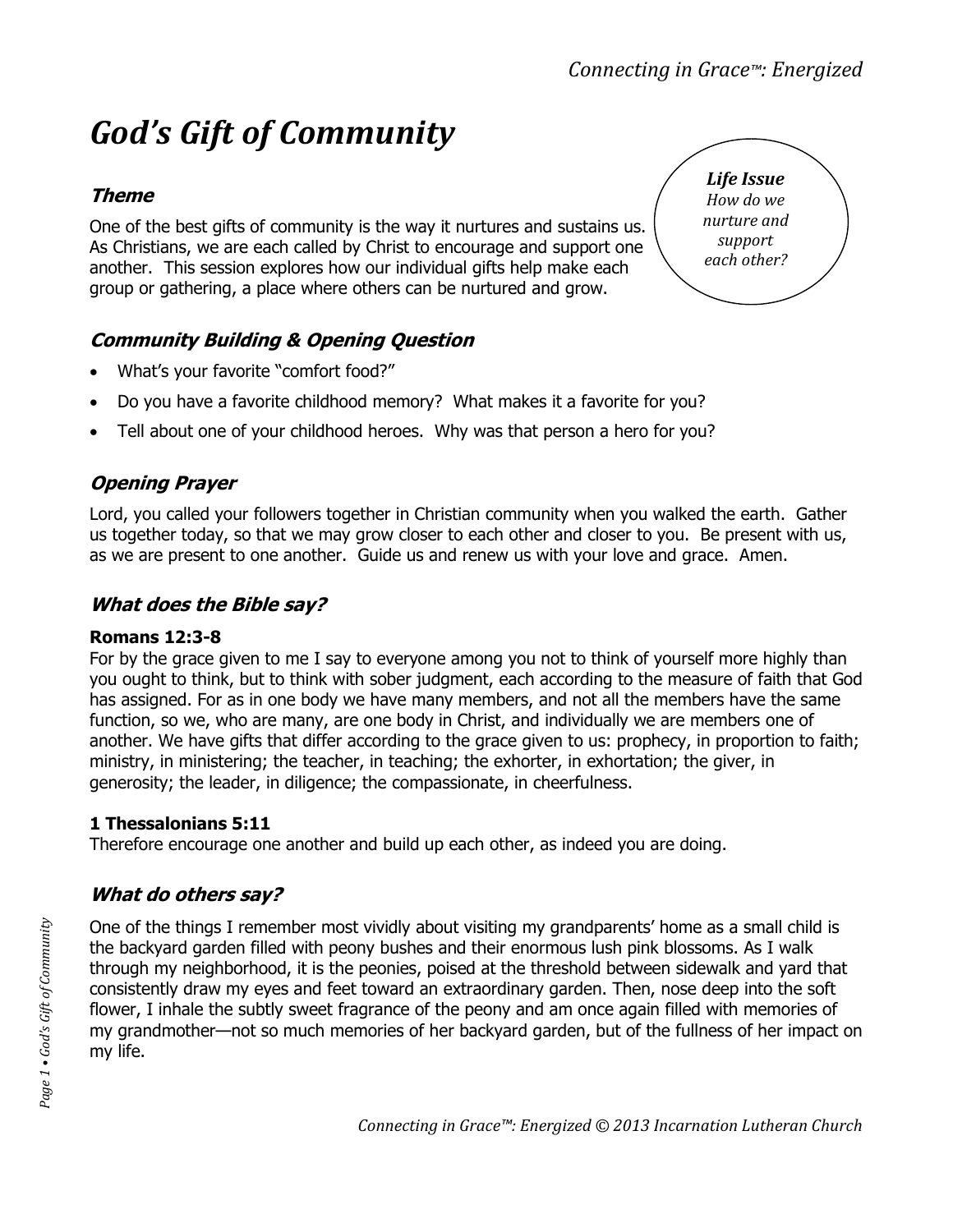# God's Gift of Community

> ***Life Issue***
> *How do we nurture and support each other?*

## *Theme*

One of the best gifts of community is the way it nurtures and sustains us. As Christians, we are each called by Christ to encourage and support one another. This session explores how our individual gifts help make each group or gathering, a place where others can be nurtured and grow.

## *Community Building & Opening Question*

- What's your favorite "comfort food?"
- Do you have a favorite childhood memory? What makes it a favorite for you?
- Tell about one of your childhood heroes. Why was that person a hero for you?

## *Opening Prayer*

Lord, you called your followers together in Christian community when you walked the earth. Gather us together today, so that we may grow closer to each other and closer to you. Be present with us, as we are present to one another. Guide us and renew us with your love and grace. Amen.

## *What does the Bible say?*

**Romans 12:3-8**
For by the grace given to me I say to everyone among you not to think of yourself more highly than you ought to think, but to think with sober judgment, each according to the measure of faith that God has assigned. For as in one body we have many members, and not all the members have the same function, so we, who are many, are one body in Christ, and individually we are members one of another. We have gifts that differ according to the grace given to us: prophecy, in proportion to faith; ministry, in ministering; the teacher, in teaching; the exhorter, in exhortation; the giver, in generosity; the leader, in diligence; the compassionate, in cheerfulness.

**1 Thessalonians 5:11**
Therefore encourage one another and build up each other, as indeed you are doing.

## *What do others say?*

One of the things I remember most vividly about visiting my grandparents' home as a small child is the backyard garden filled with peony bushes and their enormous lush pink blossoms. As I walk through my neighborhood, it is the peonies, poised at the threshold between sidewalk and yard that consistently draw my eyes and feet toward an extraordinary garden. Then, nose deep into the soft flower, I inhale the subtly sweet fragrance of the peony and am once again filled with memories of my grandmother—not so much memories of her backyard garden, but of the fullness of her impact on my life.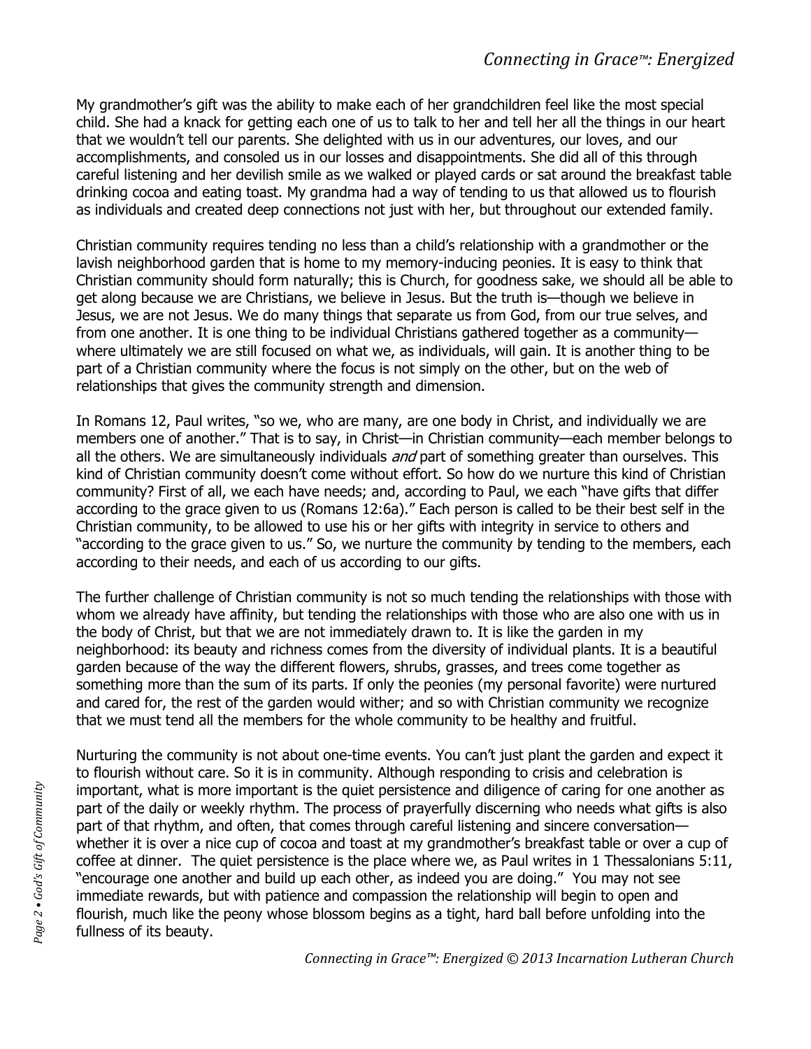My grandmother's gift was the ability to make each of her grandchildren feel like the most special child. She had a knack for getting each one of us to talk to her and tell her all the things in our heart that we wouldn't tell our parents. She delighted with us in our adventures, our loves, and our accomplishments, and consoled us in our losses and disappointments. She did all of this through careful listening and her devilish smile as we walked or played cards or sat around the breakfast table drinking cocoa and eating toast. My grandma had a way of tending to us that allowed us to flourish as individuals and created deep connections not just with her, but throughout our extended family.

Christian community requires tending no less than a child's relationship with a grandmother or the lavish neighborhood garden that is home to my memory-inducing peonies. It is easy to think that Christian community should form naturally; this is Church, for goodness sake, we should all be able to get along because we are Christians, we believe in Jesus. But the truth is—though we believe in Jesus, we are not Jesus. We do many things that separate us from God, from our true selves, and from one another. It is one thing to be individual Christians gathered together as a community—where ultimately we are still focused on what we, as individuals, will gain. It is another thing to be part of a Christian community where the focus is not simply on the other, but on the web of relationships that gives the community strength and dimension.

In Romans 12, Paul writes, "so we, who are many, are one body in Christ, and individually we are members one of another." That is to say, in Christ—in Christian community—each member belongs to all the others. We are simultaneously individuals *and* part of something greater than ourselves. This kind of Christian community doesn't come without effort. So how do we nurture this kind of Christian community? First of all, we each have needs; and, according to Paul, we each "have gifts that differ according to the grace given to us (Romans 12:6a)." Each person is called to be their best self in the Christian community, to be allowed to use his or her gifts with integrity in service to others and "according to the grace given to us." So, we nurture the community by tending to the members, each according to their needs, and each of us according to our gifts.

The further challenge of Christian community is not so much tending the relationships with those with whom we already have affinity, but tending the relationships with those who are also one with us in the body of Christ, but that we are not immediately drawn to. It is like the garden in my neighborhood: its beauty and richness comes from the diversity of individual plants. It is a beautiful garden because of the way the different flowers, shrubs, grasses, and trees come together as something more than the sum of its parts. If only the peonies (my personal favorite) were nurtured and cared for, the rest of the garden would wither; and so with Christian community we recognize that we must tend all the members for the whole community to be healthy and fruitful.

Nurturing the community is not about one-time events. You can't just plant the garden and expect it to flourish without care. So it is in community. Although responding to crisis and celebration is important, what is more important is the quiet persistence and diligence of caring for one another as part of the daily or weekly rhythm. The process of prayerfully discerning who needs what gifts is also part of that rhythm, and often, that comes through careful listening and sincere conversation—whether it is over a nice cup of cocoa and toast at my grandmother's breakfast table or over a cup of coffee at dinner. The quiet persistence is the place where we, as Paul writes in 1 Thessalonians 5:11, "encourage one another and build up each other, as indeed you are doing." You may not see immediate rewards, but with patience and compassion the relationship will begin to open and flourish, much like the peony whose blossom begins as a tight, hard ball before unfolding into the fullness of its beauty.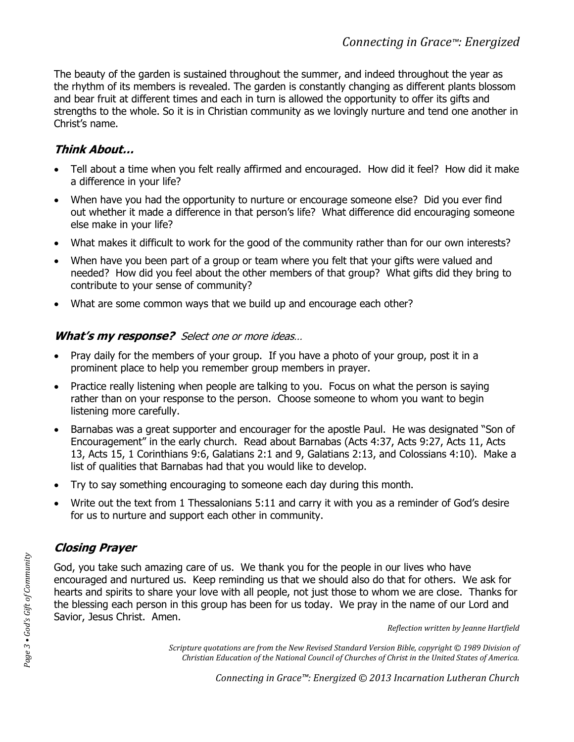The beauty of the garden is sustained throughout the summer, and indeed throughout the year as the rhythm of its members is revealed. The garden is constantly changing as different plants blossom and bear fruit at different times and each in turn is allowed the opportunity to offer its gifts and strengths to the whole. So it is in Christian community as we lovingly nurture and tend one another in Christ's name.

### *Think About…*

- Tell about a time when you felt really affirmed and encouraged. How did it feel? How did it make a difference in your life?
- When have you had the opportunity to nurture or encourage someone else? Did you ever find out whether it made a difference in that person's life? What difference did encouraging someone else make in your life?
- What makes it difficult to work for the good of the community rather than for our own interests?
- When have you been part of a group or team where you felt that your gifts were valued and needed? How did you feel about the other members of that group? What gifts did they bring to contribute to your sense of community?
- What are some common ways that we build up and encourage each other?

### *What's my response?* *Select one or more ideas…*

- Pray daily for the members of your group. If you have a photo of your group, post it in a prominent place to help you remember group members in prayer.
- Practice really listening when people are talking to you. Focus on what the person is saying rather than on your response to the person. Choose someone to whom you want to begin listening more carefully.
- Barnabas was a great supporter and encourager for the apostle Paul. He was designated "Son of Encouragement" in the early church. Read about Barnabas (Acts 4:37, Acts 9:27, Acts 11, Acts 13, Acts 15, 1 Corinthians 9:6, Galatians 2:1 and 9, Galatians 2:13, and Colossians 4:10). Make a list of qualities that Barnabas had that you would like to develop.
- Try to say something encouraging to someone each day during this month.
- Write out the text from 1 Thessalonians 5:11 and carry it with you as a reminder of God's desire for us to nurture and support each other in community.

### *Closing Prayer*

God, you take such amazing care of us. We thank you for the people in our lives who have encouraged and nurtured us. Keep reminding us that we should also do that for others. We ask for hearts and spirits to share your love with all people, not just those to whom we are close. Thanks for the blessing each person in this group has been for us today. We pray in the name of our Lord and Savior, Jesus Christ. Amen.

*Reflection written by Jeanne Hartfield*

*Scripture quotations are from the New Revised Standard Version Bible, copyright © 1989 Division of Christian Education of the National Council of Churches of Christ in the United States of America.*

*Connecting in Grace™: Energized © 2013 Incarnation Lutheran Church*